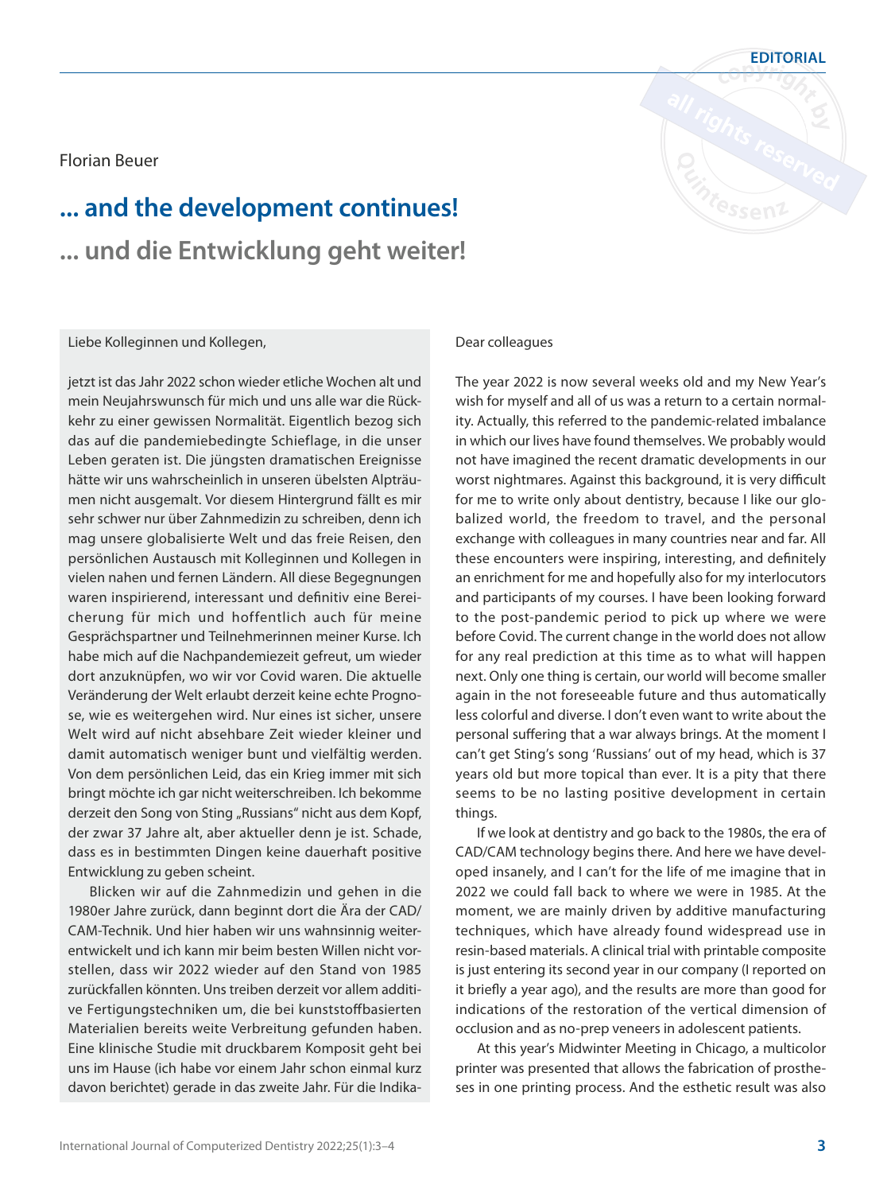Florian Beuer

# ... and the development continues!

## ... und die Entwicklung geht weiter!

Liebe Kolleginnen und Kollegen,

jetzt ist das Jahr 2022 schon wieder etliche Wochen alt und mein Neujahrswunsch für mich und uns alle war die Rückkehr zu einer gewissen Normalität. Eigentlich bezog sich das auf die pandemiebedingte Schieflage, in die unser Leben geraten ist. Die jüngsten dramatischen Ereignisse hätte wir uns wahrscheinlich in unseren übelsten Alpträumen nicht ausgemalt. Vor diesem Hintergrund fällt es mir sehr schwer nur über Zahnmedizin zu schreiben, denn ich mag unsere globalisierte Welt und das freie Reisen, den persönlichen Austausch mit Kolleginnen und Kollegen in vielen nahen und fernen Ländern. All diese Begegnungen waren inspirierend, interessant und definitiv eine Bereicherung für mich und hoffentlich auch für meine Gesprächspartner und Teilnehmerinnen meiner Kurse. Ich habe mich auf die Nachpandemiezeit gefreut, um wieder dort anzuknüpfen, wo wir vor Covid waren. Die aktuelle Veränderung der Welt erlaubt derzeit keine echte Prognose, wie es weitergehen wird. Nur eines ist sicher, unsere Welt wird auf nicht absehbare Zeit wieder kleiner und damit automatisch weniger bunt und vielfältig werden. Von dem persönlichen Leid, das ein Krieg immer mit sich bringt möchte ich gar nicht weiterschreiben. Ich bekomme derzeit den Song von Sting „Russians" nicht aus dem Kopf, der zwar 37 Jahre alt, aber aktueller denn je ist. Schade, dass es in bestimmten Dingen keine dauerhaft positive Entwicklung zu geben scheint.

Blicken wir auf die Zahnmedizin und gehen in die 1980er Jahre zurück, dann beginnt dort die Ära der CAD/CAM-Technik. Und hier haben wir uns wahnsinnig weiterentwickelt und ich kann mir beim besten Willen nicht vorstellen, dass wir 2022 wieder auf den Stand von 1985 zurückfallen könnten. Uns treiben derzeit vor allem additive Fertigungstechniken um, die bei kunststoffbasierten Materialien bereits weite Verbreitung gefunden haben. Eine klinische Studie mit druckbarem Komposit geht bei uns im Hause (ich habe vor einem Jahr schon einmal kurz davon berichtet) gerade in das zweite Jahr. Für die Indika-

Dear colleagues

The year 2022 is now several weeks old and my New Year's wish for myself and all of us was a return to a certain normality. Actually, this referred to the pandemic-related imbalance in which our lives have found themselves. We probably would not have imagined the recent dramatic developments in our worst nightmares. Against this background, it is very difficult for me to write only about dentistry, because I like our globalized world, the freedom to travel, and the personal exchange with colleagues in many countries near and far. All these encounters were inspiring, interesting, and definitely an enrichment for me and hopefully also for my interlocutors and participants of my courses. I have been looking forward to the post-pandemic period to pick up where we were before Covid. The current change in the world does not allow for any real prediction at this time as to what will happen next. Only one thing is certain, our world will become smaller again in the not foreseeable future and thus automatically less colorful and diverse. I don't even want to write about the personal suffering that a war always brings. At the moment I can't get Sting's song 'Russians' out of my head, which is 37 years old but more topical than ever. It is a pity that there seems to be no lasting positive development in certain things.

If we look at dentistry and go back to the 1980s, the era of CAD/CAM technology begins there. And here we have developed insanely, and I can't for the life of me imagine that in 2022 we could fall back to where we were in 1985. At the moment, we are mainly driven by additive manufacturing techniques, which have already found widespread use in resin-based materials. A clinical trial with printable composite is just entering its second year in our company (I reported on it briefly a year ago), and the results are more than good for indications of the restoration of the vertical dimension of occlusion and as no-prep veneers in adolescent patients.

At this year's Midwinter Meeting in Chicago, a multicolor printer was presented that allows the fabrication of prostheses in one printing process. And the esthetic result was also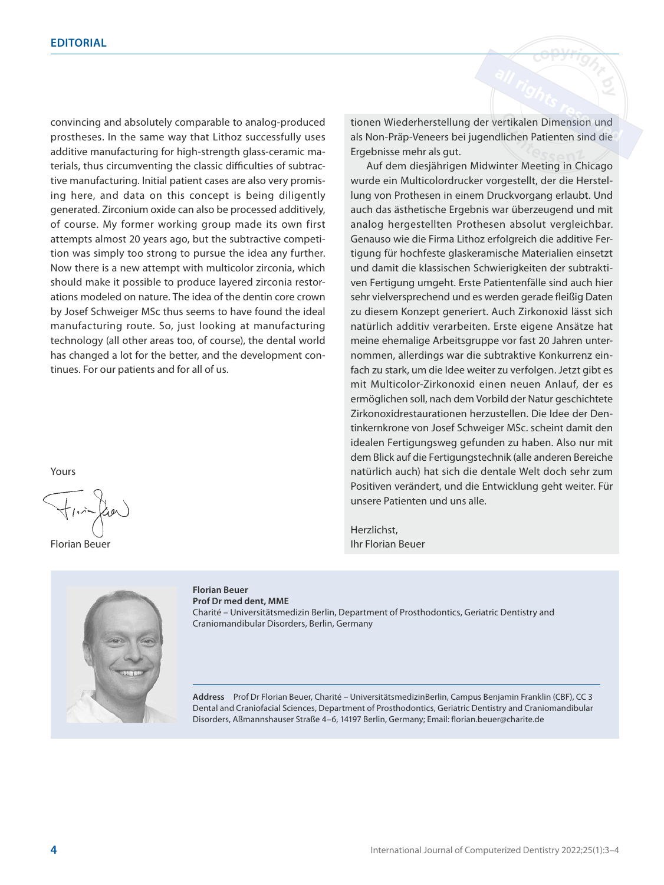convincing and absolutely comparable to analog-produced prostheses. In the same way that Lithoz successfully uses additive manufacturing for high-strength glass-ceramic materials, thus circumventing the classic difficulties of subtractive manufacturing. Initial patient cases are also very promising here, and data on this concept is being diligently generated. Zirconium oxide can also be processed additively, of course. My former working group made its own first attempts almost 20 years ago, but the subtractive competition was simply too strong to pursue the idea any further. Now there is a new attempt with multicolor zirconia, which should make it possible to produce layered zirconia restorations modeled on nature. The idea of the dentin core crown by Josef Schweiger MSc thus seems to have found the ideal manufacturing route. So, just looking at manufacturing technology (all other areas too, of course), the dental world has changed a lot for the better, and the development continues. For our patients and for all of us.

Yours

Florian Beuer

tionen Wiederherstellung der vertikalen Dimension und als Non-Präp-Veneers bei jugendlichen Patienten sind die Ergebnisse mehr als gut.

Auf dem diesjährigen Midwinter Meeting in Chicago wurde ein Multicolordrucker vorgestellt, der die Herstellung von Prothesen in einem Druckvorgang erlaubt. Und auch das ästhetische Ergebnis war überzeugend und mit analog hergestellten Prothesen absolut vergleichbar. Genauso wie die Firma Lithoz erfolgreich die additive Fertigung für hochfeste glaskeramische Materialien einsetzt und damit die klassischen Schwierigkeiten der subtraktiven Fertigung umgeht. Erste Patientenfälle sind auch hier sehr vielversprechend und es werden gerade fleißig Daten zu diesem Konzept generiert. Auch Zirkonoxid lässt sich natürlich additiv verarbeiten. Erste eigene Ansätze hat meine ehemalige Arbeitsgruppe vor fast 20 Jahren unternommen, allerdings war die subtraktive Konkurrenz einfach zu stark, um die Idee weiter zu verfolgen. Jetzt gibt es mit Multicolor-Zirkonoxid einen neuen Anlauf, der es ermöglichen soll, nach dem Vorbild der Natur geschichtete Zirkonoxidrestaurationen herzustellen. Die Idee der Dentinkernkrone von Josef Schweiger MSc. scheint damit den idealen Fertigungsweg gefunden zu haben. Also nur mit dem Blick auf die Fertigungstechnik (alle anderen Bereiche natürlich auch) hat sich die dentale Welt doch sehr zum Positiven verändert, und die Entwicklung geht weiter. Für unsere Patienten und uns alle.

Herzlichst,
Ihr Florian Beuer

**Florian Beuer**
**Prof Dr med dent, MME**
Charité – Universitätsmedizin Berlin, Department of Prosthodontics, Geriatric Dentistry and Craniomandibular Disorders, Berlin, Germany

**Address** Prof Dr Florian Beuer, Charité – UniversitätsmedizinBerlin, Campus Benjamin Franklin (CBF), CC 3 Dental and Craniofacial Sciences, Department of Prosthodontics, Geriatric Dentistry and Craniomandibular Disorders, Aßmannshauser Straße 4–6, 14197 Berlin, Germany; Email: florian.beuer@charite.de